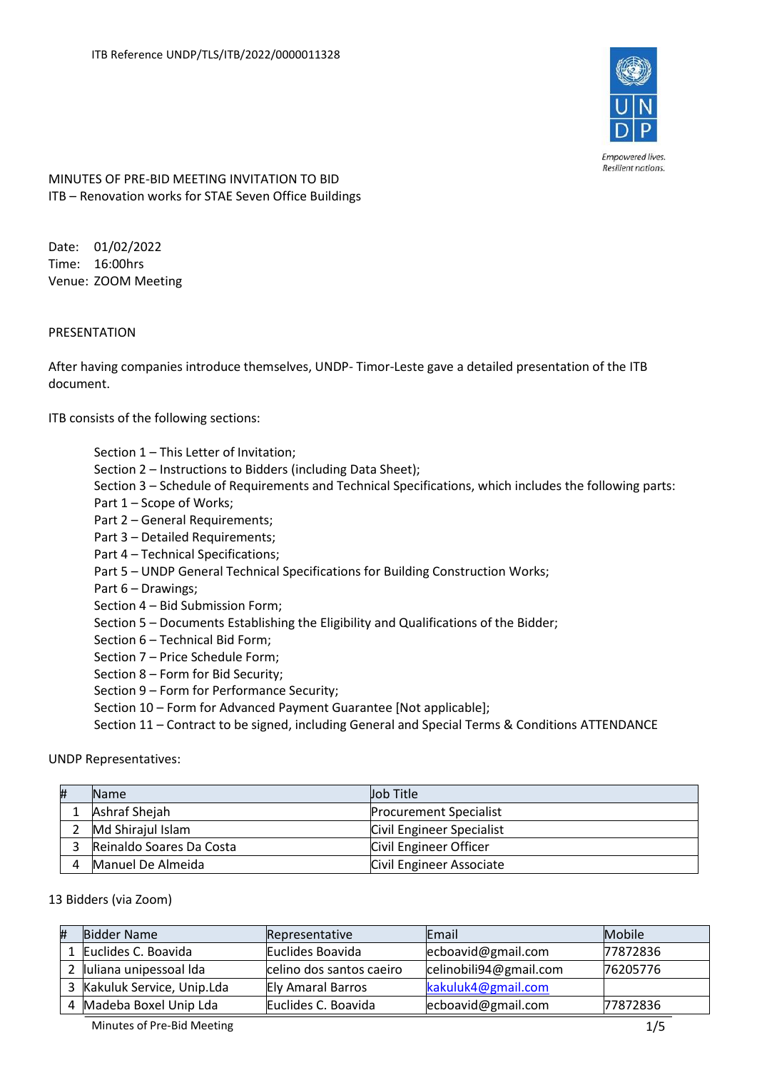ITB Reference UNDP/TLS/ITB/2022/0000011328

MINUTES OF PRE-BID MEETING INVITATION TO BID
ITB – Renovation works for STAE Seven Office Buildings

Date: 01/02/2022
Time: 16:00hrs
Venue: ZOOM Meeting

PRESENTATION

After having companies introduce themselves, UNDP- Timor-Leste gave a detailed presentation of the ITB document.

ITB consists of the following sections:

Section 1 – This Letter of Invitation;
Section 2 – Instructions to Bidders (including Data Sheet);
Section 3 – Schedule of Requirements and Technical Specifications, which includes the following parts:
Part 1 – Scope of Works;
Part 2 – General Requirements;
Part 3 – Detailed Requirements;
Part 4 – Technical Specifications;
Part 5 – UNDP General Technical Specifications for Building Construction Works;
Part 6 – Drawings;
Section 4 – Bid Submission Form;
Section 5 – Documents Establishing the Eligibility and Qualifications of the Bidder;
Section 6 – Technical Bid Form;
Section 7 – Price Schedule Form;
Section 8 – Form for Bid Security;
Section 9 – Form for Performance Security;
Section 10 – Form for Advanced Payment Guarantee [Not applicable];
Section 11 – Contract to be signed, including General and Special Terms & Conditions ATTENDANCE

UNDP Representatives:

| # | Name | Job Title |
|---|---|---|
| 1 | Ashraf Shejah | Procurement Specialist |
| 2 | Md Shirajul Islam | Civil Engineer Specialist |
| 3 | Reinaldo Soares Da Costa | Civil Engineer Officer |
| 4 | Manuel De Almeida | Civil Engineer Associate |

13 Bidders (via Zoom)

| # | Bidder Name | Representative | Email | Mobile |
|---|---|---|---|---|
| 1 | Euclides C. Boavida | Euclides Boavida | ecboavid@gmail.com | 77872836 |
| 2 | Iuliana unipessoal lda | celino dos santos caeiro | celinobili94@gmail.com | 76205776 |
| 3 | Kakuluk Service, Unip.Lda | Ely Amaral Barros | kakuluk4@gmail.com | |
| 4 | Madeba Boxel Unip Lda | Euclides C. Boavida | ecboavid@gmail.com | 77872836 |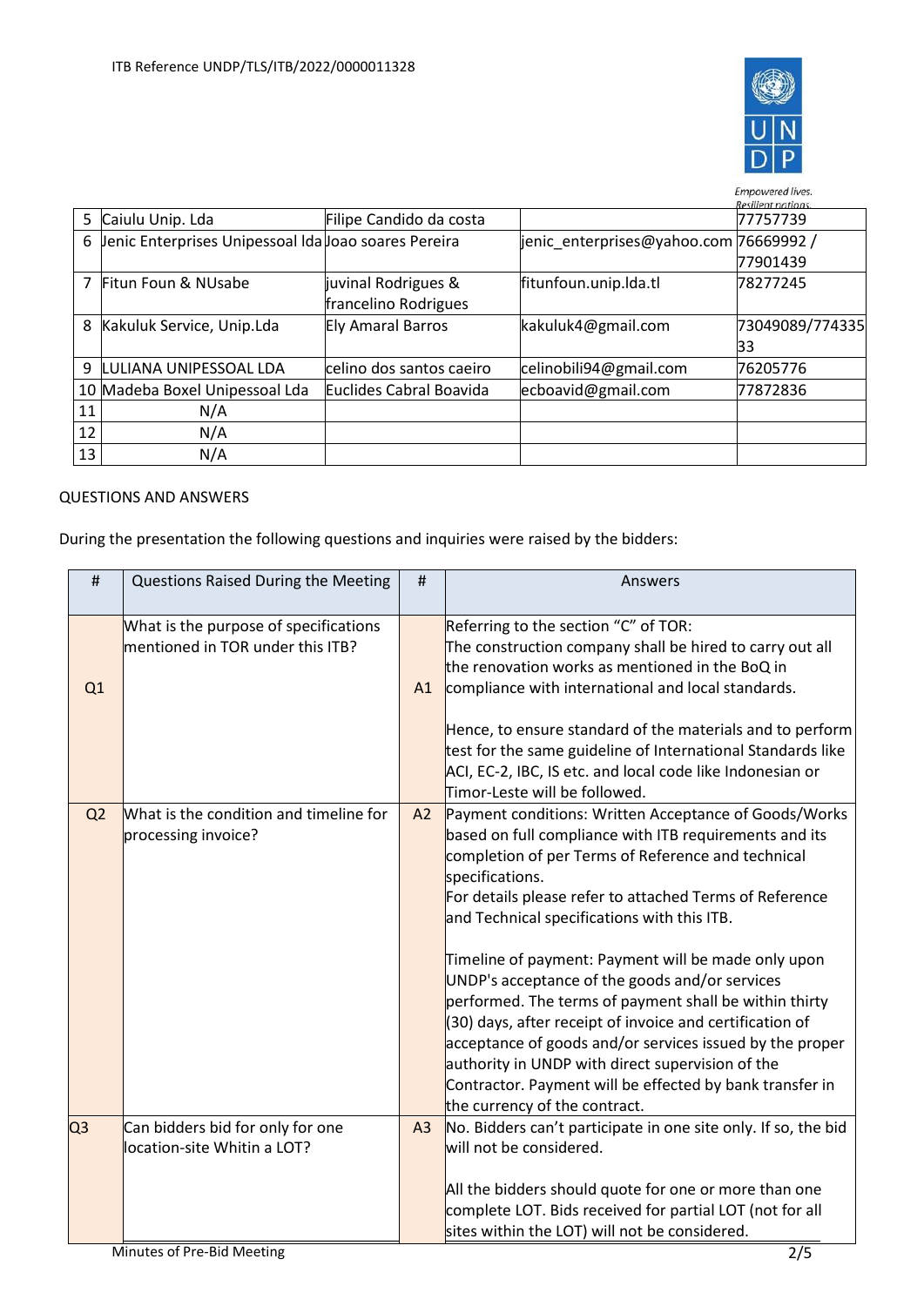| 5 | Caiulu Unip. Lda | Filipe Candido da costa | | 77757739 |
|---|---|---|---|---|
| 6 | Jenic Enterprises Unipessoal lda | Joao soares Pereira | jenic_enterprises@yahoo.com | 76669992 / 77901439 |
| 7 | Fitun Foun & NUsabe | juvinal Rodrigues & francelino Rodrigues | fitunfoun.unip.lda.tl | 78277245 |
| 8 | Kakuluk Service, Unip.Lda | Ely Amaral Barros | kakuluk4@gmail.com | 73049089/77433533 |
| 9 | LULIANA UNIPESSOAL LDA | celino dos santos caeiro | celinobili94@gmail.com | 76205776 |
| 10 | Madeba Boxel Unipessoal Lda | Euclides Cabral Boavida | ecboavid@gmail.com | 77872836 |
| 11 | N/A | | | |
| 12 | N/A | | | |
| 13 | N/A | | | |

QUESTIONS AND ANSWERS

During the presentation the following questions and inquiries were raised by the bidders:

| # | Questions Raised During the Meeting | # | Answers |
|---|---|---|---|
| Q1 | What is the purpose of specifications mentioned in TOR under this ITB? | A1 | Referring to the section "C" of TOR:<br>The construction company shall be hired to carry out all the renovation works as mentioned in the BoQ in compliance with international and local standards.<br><br>Hence, to ensure standard of the materials and to perform test for the same guideline of International Standards like ACI, EC-2, IBC, IS etc. and local code like Indonesian or Timor-Leste will be followed. |
| Q2 | What is the condition and timeline for processing invoice? | A2 | Payment conditions: Written Acceptance of Goods/Works based on full compliance with ITB requirements and its completion of per Terms of Reference and technical specifications.<br>For details please refer to attached Terms of Reference and Technical specifications with this ITB.<br><br>Timeline of payment: Payment will be made only upon UNDP's acceptance of the goods and/or services performed. The terms of payment shall be within thirty (30) days, after receipt of invoice and certification of acceptance of goods and/or services issued by the proper authority in UNDP with direct supervision of the Contractor. Payment will be effected by bank transfer in the currency of the contract. |
| Q3 | Can bidders bid for only for one location-site Whitin a LOT? | A3 | No. Bidders can't participate in one site only. If so, the bid will not be considered.<br><br>All the bidders should quote for one or more than one complete LOT. Bids received for partial LOT (not for all sites within the LOT) will not be considered. |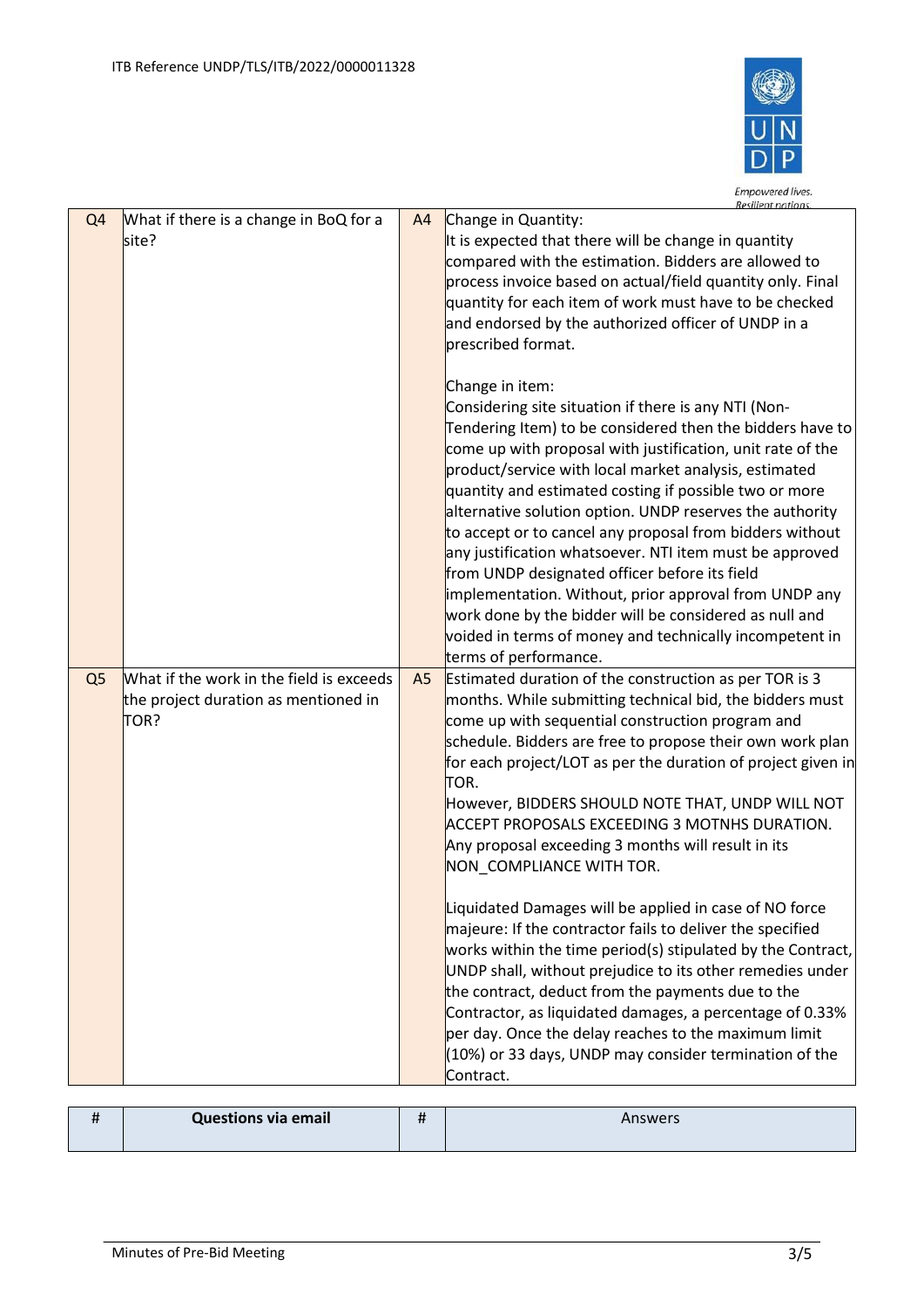ITB Reference UNDP/TLS/ITB/2022/0000011328

| | | | |
|---|---|---|---|
| Q4 | What if there is a change in BoQ for a site? | A4 | Change in Quantity:<br>It is expected that there will be change in quantity compared with the estimation. Bidders are allowed to process invoice based on actual/field quantity only. Final quantity for each item of work must have to be checked and endorsed by the authorized officer of UNDP in a prescribed format.<br><br>Change in item:<br>Considering site situation if there is any NTI (Non-Tendering Item) to be considered then the bidders have to come up with proposal with justification, unit rate of the product/service with local market analysis, estimated quantity and estimated costing if possible two or more alternative solution option. UNDP reserves the authority to accept or to cancel any proposal from bidders without any justification whatsoever. NTI item must be approved from UNDP designated officer before its field implementation. Without, prior approval from UNDP any work done by the bidder will be considered as null and voided in terms of money and technically incompetent in terms of performance. |
| Q5 | What if the work in the field is exceeds the project duration as mentioned in TOR? | A5 | Estimated duration of the construction as per TOR is 3 months. While submitting technical bid, the bidders must come up with sequential construction program and schedule. Bidders are free to propose their own work plan for each project/LOT as per the duration of project given in TOR.<br>However, BIDDERS SHOULD NOTE THAT, UNDP WILL NOT ACCEPT PROPOSALS EXCEEDING 3 MOTNHS DURATION. Any proposal exceeding 3 months will result in its NON_COMPLIANCE WITH TOR.<br><br>Liquidated Damages will be applied in case of NO force majeure: If the contractor fails to deliver the specified works within the time period(s) stipulated by the Contract, UNDP shall, without prejudice to its other remedies under the contract, deduct from the payments due to the Contractor, as liquidated damages, a percentage of 0.33% per day. Once the delay reaches to the maximum limit (10%) or 33 days, UNDP may consider termination of the Contract. |

| # | **Questions via email** | # | Answers |
|---|---|---|---|
| | | | |

Minutes of Pre-Bid Meeting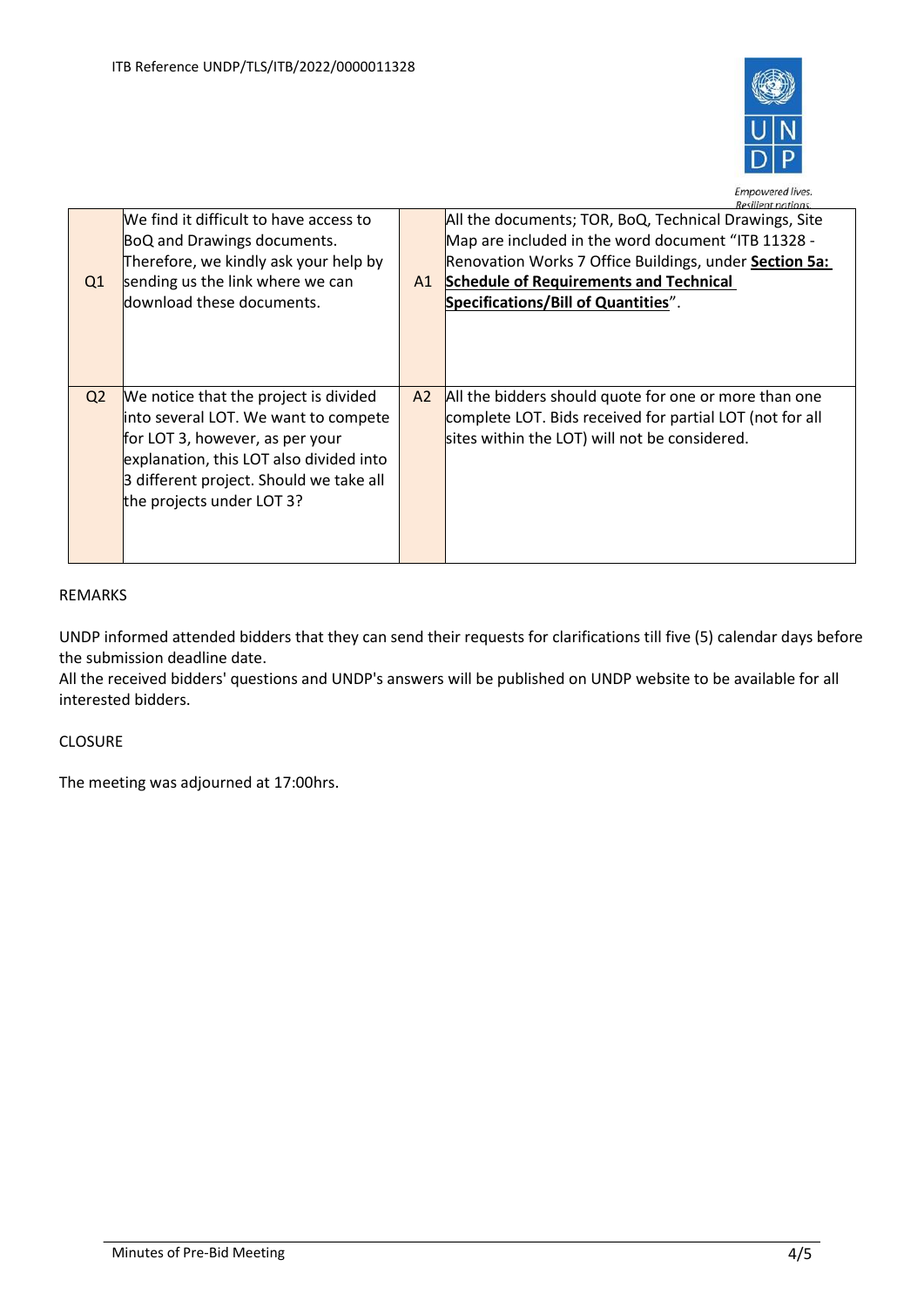| | | | |
|---|---|---|---|
| Q1 | We find it difficult to have access to BoQ and Drawings documents. Therefore, we kindly ask your help by sending us the link where we can download these documents. | A1 | All the documents; TOR, BoQ, Technical Drawings, Site Map are included in the word document "ITB 11328 - Renovation Works 7 Office Buildings, under **Section 5a: Schedule of Requirements and Technical Specifications/Bill of Quantities**". |
| Q2 | We notice that the project is divided into several LOT. We want to compete for LOT 3, however, as per your explanation, this LOT also divided into 3 different project. Should we take all the projects under LOT 3? | A2 | All the bidders should quote for one or more than one complete LOT. Bids received for partial LOT (not for all sites within the LOT) will not be considered. |

REMARKS

UNDP informed attended bidders that they can send their requests for clarifications till five (5) calendar days before the submission deadline date.
All the received bidders' questions and UNDP's answers will be published on UNDP website to be available for all interested bidders.

CLOSURE

The meeting was adjourned at 17:00hrs.